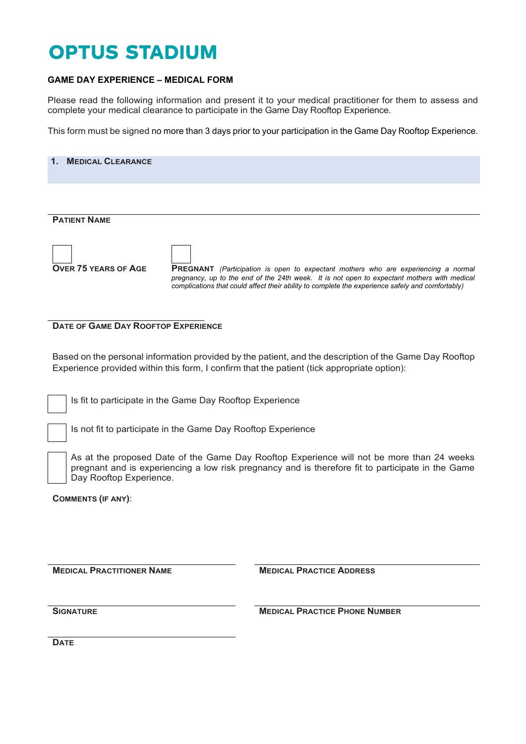# OPTUS STADIUM

**GAME DAY EXPERIENCE – MEDICAL FORM**

Please read the following information and present it to your medical practitioner for them to assess and complete your medical clearance to participate in the Game Day Rooftop Experience.

This form must be signed no more than 3 days prior to your participation in the Game Day Rooftop Experience.

## 1. Medical Clearance

**Patient Name**

☐ **Over 75 Years of Age**

☐ **Pregnant** *(Participation is open to expectant mothers who are experiencing a normal pregnancy, up to the end of the 24th week. It is not open to expectant mothers with medical complications that could affect their ability to complete the experience safely and comfortably)*

**Date of Game Day Rooftop Experience**

Based on the personal information provided by the patient, and the description of the Game Day Rooftop Experience provided within this form, I confirm that the patient (tick appropriate option):

☐ Is fit to participate in the Game Day Rooftop Experience

☐ Is not fit to participate in the Game Day Rooftop Experience

☐ As at the proposed Date of the Game Day Rooftop Experience will not be more than 24 weeks pregnant and is experiencing a low risk pregnancy and is therefore fit to participate in the Game Day Rooftop Experience.

**Comments (if any)**:

**Medical Practitioner Name**

**Medical Practice Address**

**Signature**

**Medical Practice Phone Number**

**Date**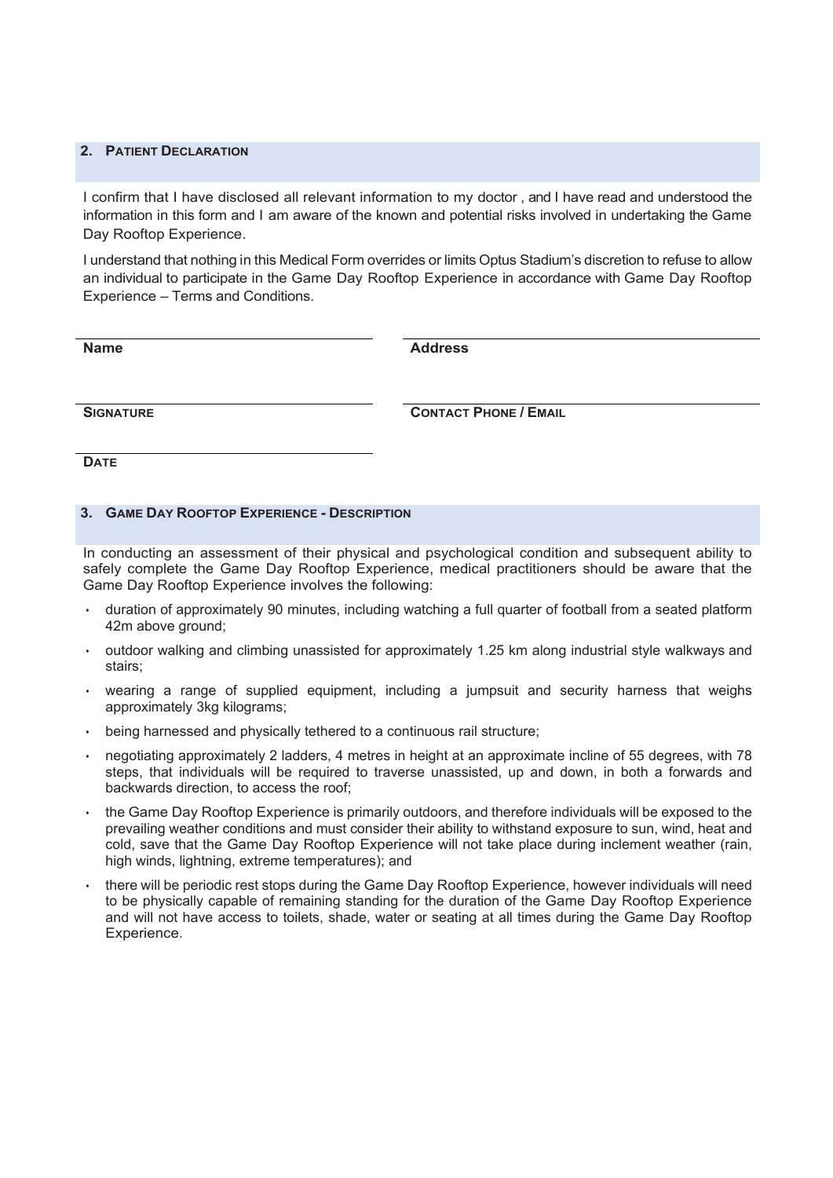## 2. Patient Declaration

I confirm that I have disclosed all relevant information to my doctor , and I have read and understood the information in this form and I am aware of the known and potential risks involved in undertaking the Game Day Rooftop Experience.

I understand that nothing in this Medical Form overrides or limits Optus Stadium's discretion to refuse to allow an individual to participate in the Game Day Rooftop Experience in accordance with Game Day Rooftop Experience – Terms and Conditions.

| | |
|---|---|
| **Name** | **Address** |
| **Signature** | **Contact Phone / Email** |
| **Date** | |

## 3. Game Day Rooftop Experience - Description

In conducting an assessment of their physical and psychological condition and subsequent ability to safely complete the Game Day Rooftop Experience, medical practitioners should be aware that the Game Day Rooftop Experience involves the following:

- duration of approximately 90 minutes, including watching a full quarter of football from a seated platform 42m above ground;
- outdoor walking and climbing unassisted for approximately 1.25 km along industrial style walkways and stairs;
- wearing a range of supplied equipment, including a jumpsuit and security harness that weighs approximately 3kg kilograms;
- being harnessed and physically tethered to a continuous rail structure;
- negotiating approximately 2 ladders, 4 metres in height at an approximate incline of 55 degrees, with 78 steps, that individuals will be required to traverse unassisted, up and down, in both a forwards and backwards direction, to access the roof;
- the Game Day Rooftop Experience is primarily outdoors, and therefore individuals will be exposed to the prevailing weather conditions and must consider their ability to withstand exposure to sun, wind, heat and cold, save that the Game Day Rooftop Experience will not take place during inclement weather (rain, high winds, lightning, extreme temperatures); and
- there will be periodic rest stops during the Game Day Rooftop Experience, however individuals will need to be physically capable of remaining standing for the duration of the Game Day Rooftop Experience and will not have access to toilets, shade, water or seating at all times during the Game Day Rooftop Experience.